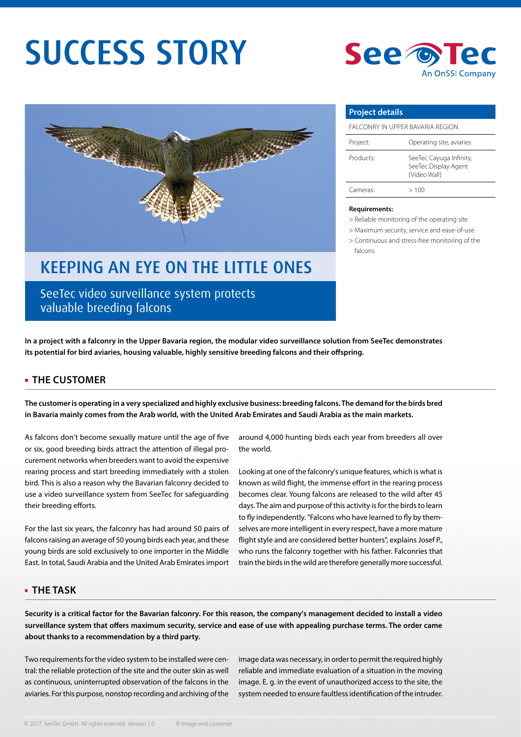# SUCCESS STORY

SeeTec An OnSSI Company

## KEEPING AN EYE ON THE LITTLE ONES

SeeTec video surveillance system protects valuable breeding falcons

| Project details | |
|---|---|
| FALCONRY IN UPPER BAVARIA REGION | |
| Project: | Operating site, aviaries |
| Products: | SeeTec Cayuga Infinity, SeeTec Display Agent (Video Wall) |
| Cameras: | > 100 |

**Requirements:**

> Reliable monitoring of the operating site
> Maximum security, service and ease-of-use
> Continuous and stress-free monitoring of the falcons

**In a project with a falconry in the Upper Bavaria region, the modular video surveillance solution from SeeTec demonstrates its potential for bird aviaries, housing valuable, highly sensitive breeding falcons and their offspring.**

## THE CUSTOMER

**The customer is operating in a very specialized and highly exclusive business: breeding falcons. The demand for the birds bred in Bavaria mainly comes from the Arab world, with the United Arab Emirates and Saudi Arabia as the main markets.**

As falcons don't become sexually mature until the age of five or six, good breeding birds attract the attention of illegal procurement networks when breeders want to avoid the expensive rearing process and start breeding immediately with a stolen bird. This is also a reason why the Bavarian falconry decided to use a video surveillance system from SeeTec for safeguarding their breeding efforts.

For the last six years, the falconry has had around 50 pairs of falcons raising an average of 50 young birds each year, and these young birds are sold exclusively to one importer in the Middle East. In total, Saudi Arabia and the United Arab Emirates import around 4,000 hunting birds each year from breeders all over the world.

Looking at one of the falconry's unique features, which is what is known as wild flight, the immense effort in the rearing process becomes clear. Young falcons are released to the wild after 45 days. The aim and purpose of this activity is for the birds to learn to fly independently. "Falcons who have learned to fly by themselves are more intelligent in every respect, have a more mature flight style and are considered better hunters", explains Josef P., who runs the falconry together with his father. Falconries that train the birds in the wild are therefore generally more successful.

## THE TASK

**Security is a critical factor for the Bavarian falconry. For this reason, the company's management decided to install a video surveillance system that offers maximum security, service and ease of use with appealing purchase terms. The order came about thanks to a recommendation by a third party.**

Two requirements for the video system to be installed were central: the reliable protection of the site and the outer skin as well as continuous, uninterrupted observation of the falcons in the aviaries. For this purpose, nonstop recording and archiving of the image data was necessary, in order to permit the required highly reliable and immediate evaluation of a situation in the moving image. E. g. in the event of unauthorized access to the site, the system needed to ensure faultless identification of the intruder.

© 2017 SeeTec GmbH. All rights reserved. Version 1.0 © Image end customer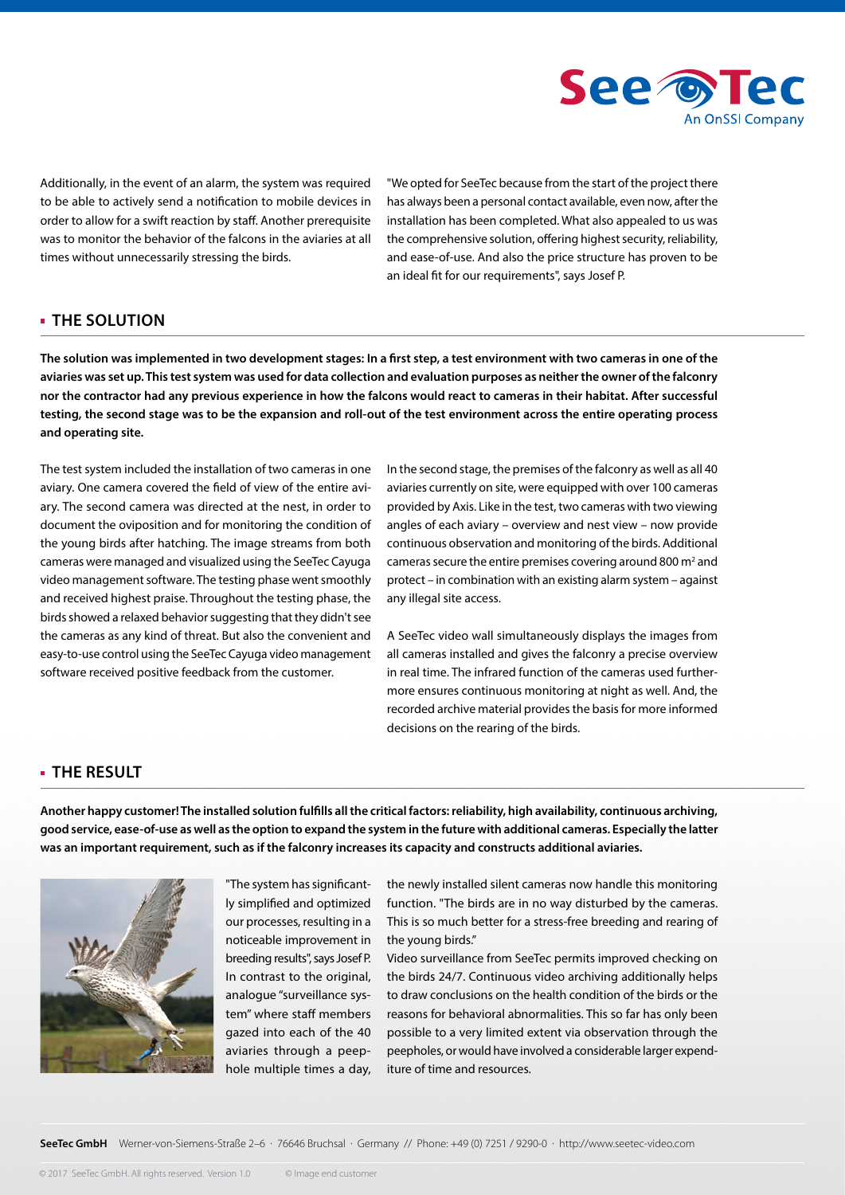Additionally, in the event of an alarm, the system was required to be able to actively send a notification to mobile devices in order to allow for a swift reaction by staff. Another prerequisite was to monitor the behavior of the falcons in the aviaries at all times without unnecessarily stressing the birds.

"We opted for SeeTec because from the start of the project there has always been a personal contact available, even now, after the installation has been completed. What also appealed to us was the comprehensive solution, offering highest security, reliability, and ease-of-use. And also the price structure has proven to be an ideal fit for our requirements", says Josef P.

## THE SOLUTION

**The solution was implemented in two development stages: In a first step, a test environment with two cameras in one of the aviaries was set up. This test system was used for data collection and evaluation purposes as neither the owner of the falconry nor the contractor had any previous experience in how the falcons would react to cameras in their habitat. After successful testing, the second stage was to be the expansion and roll-out of the test environment across the entire operating process and operating site.**

The test system included the installation of two cameras in one aviary. One camera covered the field of view of the entire aviary. The second camera was directed at the nest, in order to document the oviposition and for monitoring the condition of the young birds after hatching. The image streams from both cameras were managed and visualized using the SeeTec Cayuga video management software. The testing phase went smoothly and received highest praise. Throughout the testing phase, the birds showed a relaxed behavior suggesting that they didn't see the cameras as any kind of threat. But also the convenient and easy-to-use control using the SeeTec Cayuga video management software received positive feedback from the customer.

In the second stage, the premises of the falconry as well as all 40 aviaries currently on site, were equipped with over 100 cameras provided by Axis. Like in the test, two cameras with two viewing angles of each aviary – overview and nest view – now provide continuous observation and monitoring of the birds. Additional cameras secure the entire premises covering around 800 m² and protect – in combination with an existing alarm system – against any illegal site access.

A SeeTec video wall simultaneously displays the images from all cameras installed and gives the falconry a precise overview in real time. The infrared function of the cameras used furthermore ensures continuous monitoring at night as well. And, the recorded archive material provides the basis for more informed decisions on the rearing of the birds.

## THE RESULT

**Another happy customer! The installed solution fulfills all the critical factors: reliability, high availability, continuous archiving, good service, ease-of-use as well as the option to expand the system in the future with additional cameras. Especially the latter was an important requirement, such as if the falconry increases its capacity and constructs additional aviaries.**

"The system has significantly simplified and optimized our processes, resulting in a noticeable improvement in breeding results", says Josef P. In contrast to the original, analogue "surveillance system" where staff members gazed into each of the 40 aviaries through a peephole multiple times a day, the newly installed silent cameras now handle this monitoring function. "The birds are in no way disturbed by the cameras. This is so much better for a stress-free breeding and rearing of the young birds."

Video surveillance from SeeTec permits improved checking on the birds 24/7. Continuous video archiving additionally helps to draw conclusions on the health condition of the birds or the reasons for behavioral abnormalities. This so far has only been possible to a very limited extent via observation through the peepholes, or would have involved a considerable larger expenditure of time and resources.

**SeeTec GmbH** Werner-von-Siemens-Straße 2–6 · 76646 Bruchsal · Germany // Phone: +49 (0) 7251 / 9290-0 · http://www.seetec-video.com

© 2017 SeeTec GmbH. All rights reserved. Version 1.0 © Image end customer